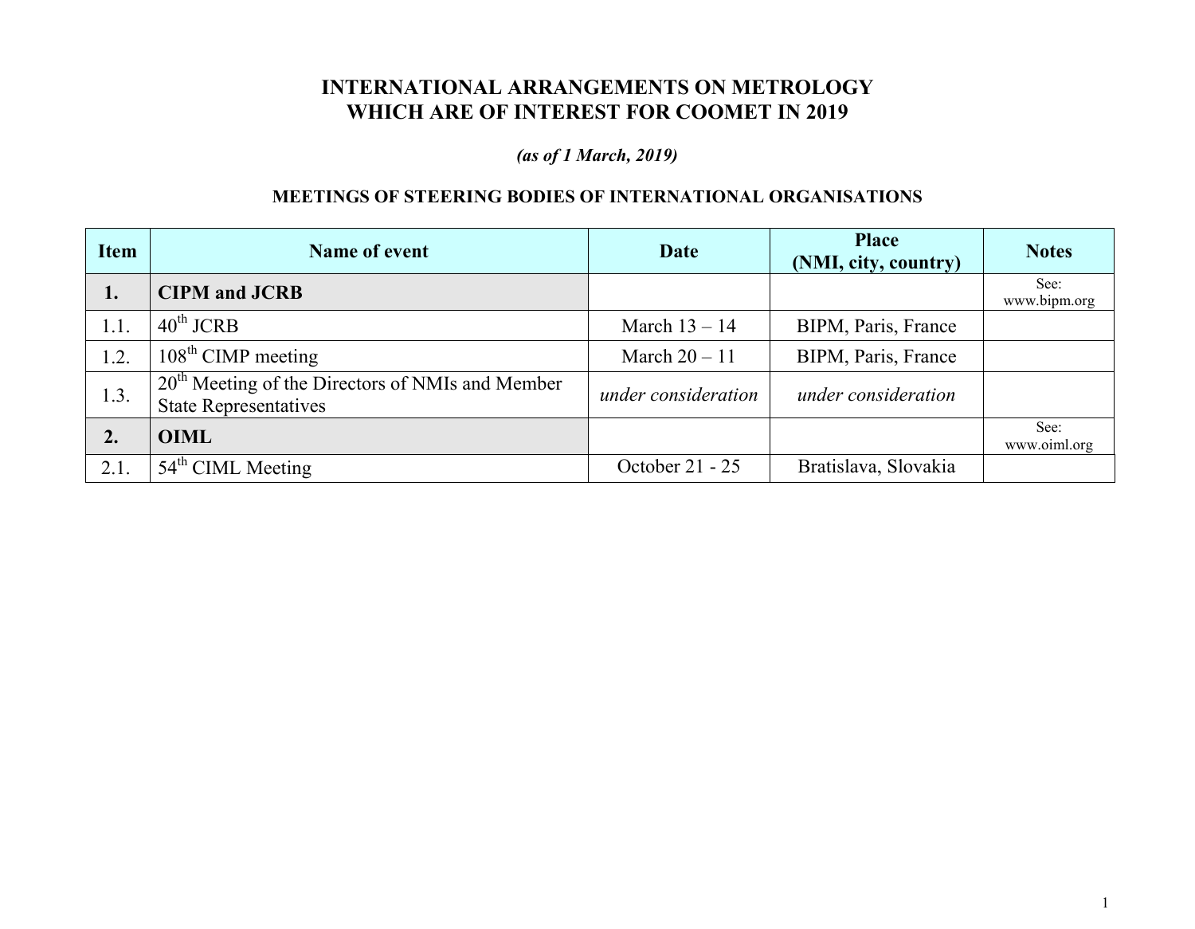# INTERNATIONAL ARRANGEMENTS ON METROLOGY WHICH ARE OF INTEREST FOR COOMET IN 2019

***(as of 1 March, 2019)***

### MEETINGS OF STEERING BODIES OF INTERNATIONAL ORGANISATIONS

| Item | Name of event | Date | Place (NMI, city, country) | Notes |
|---|---|---|---|---|
| **1.** | **CIPM and JCRB** | | | See: www.bipm.org |
| 1.1. | 40th JCRB | March 13 – 14 | BIPM, Paris, France | |
| 1.2. | 108th CIMP meeting | March 20 – 11 | BIPM, Paris, France | |
| 1.3. | 20th Meeting of the Directors of NMIs and Member State Representatives | *under consideration* | *under consideration* | |
| **2.** | **OIML** | | | See: www.oiml.org |
| 2.1. | 54th CIML Meeting | October 21 - 25 | Bratislava, Slovakia | |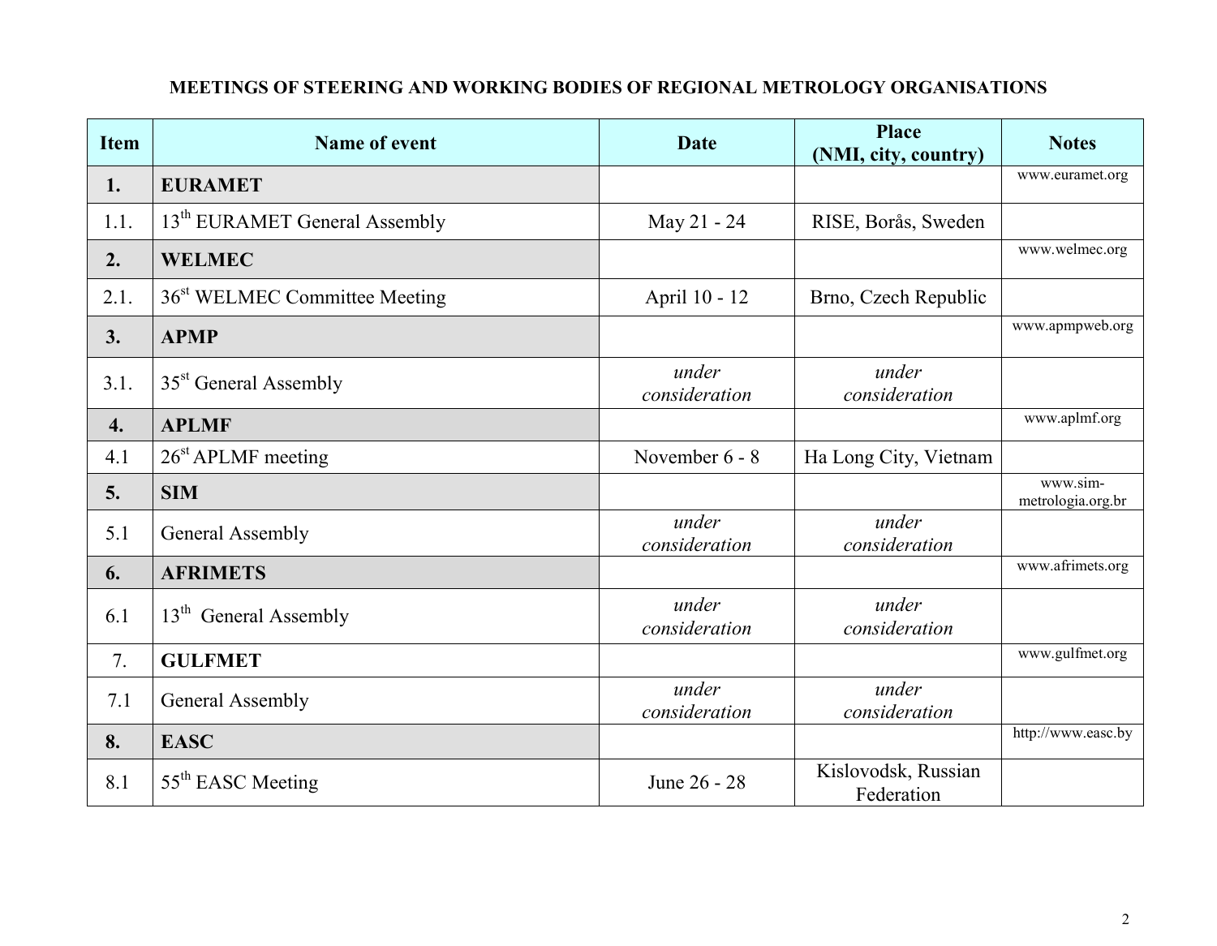# MEETINGS OF STEERING AND WORKING BODIES OF REGIONAL METROLOGY ORGANISATIONS

| Item | Name of event | Date | Place (NMI, city, country) | Notes |
|---|---|---|---|---|
| **1.** | **EURAMET** | | | www.euramet.org |
| 1.1. | 13th EURAMET General Assembly | May 21 - 24 | RISE, Borås, Sweden | |
| **2.** | **WELMEC** | | | www.welmec.org |
| 2.1. | 36st WELMEC Committee Meeting | April 10 - 12 | Brno, Czech Republic | |
| **3.** | **APMP** | | | www.apmpweb.org |
| 3.1. | 35st General Assembly | *under consideration* | *under consideration* | |
| **4.** | **APLMF** | | | www.aplmf.org |
| 4.1 | 26st APLMF meeting | November 6 - 8 | Ha Long City, Vietnam | |
| **5.** | **SIM** | | | www.sim-metrologia.org.br |
| 5.1 | General Assembly | *under consideration* | *under consideration* | |
| **6.** | **AFRIMETS** | | | www.afrimets.org |
| 6.1 | 13th General Assembly | *under consideration* | *under consideration* | |
| 7. | **GULFMET** | | | www.gulfmet.org |
| 7.1 | General Assembly | *under consideration* | *under consideration* | |
| **8.** | **EASC** | | | http://www.easc.by |
| 8.1 | 55th EASC Meeting | June 26 - 28 | Kislovodsk, Russian Federation | |